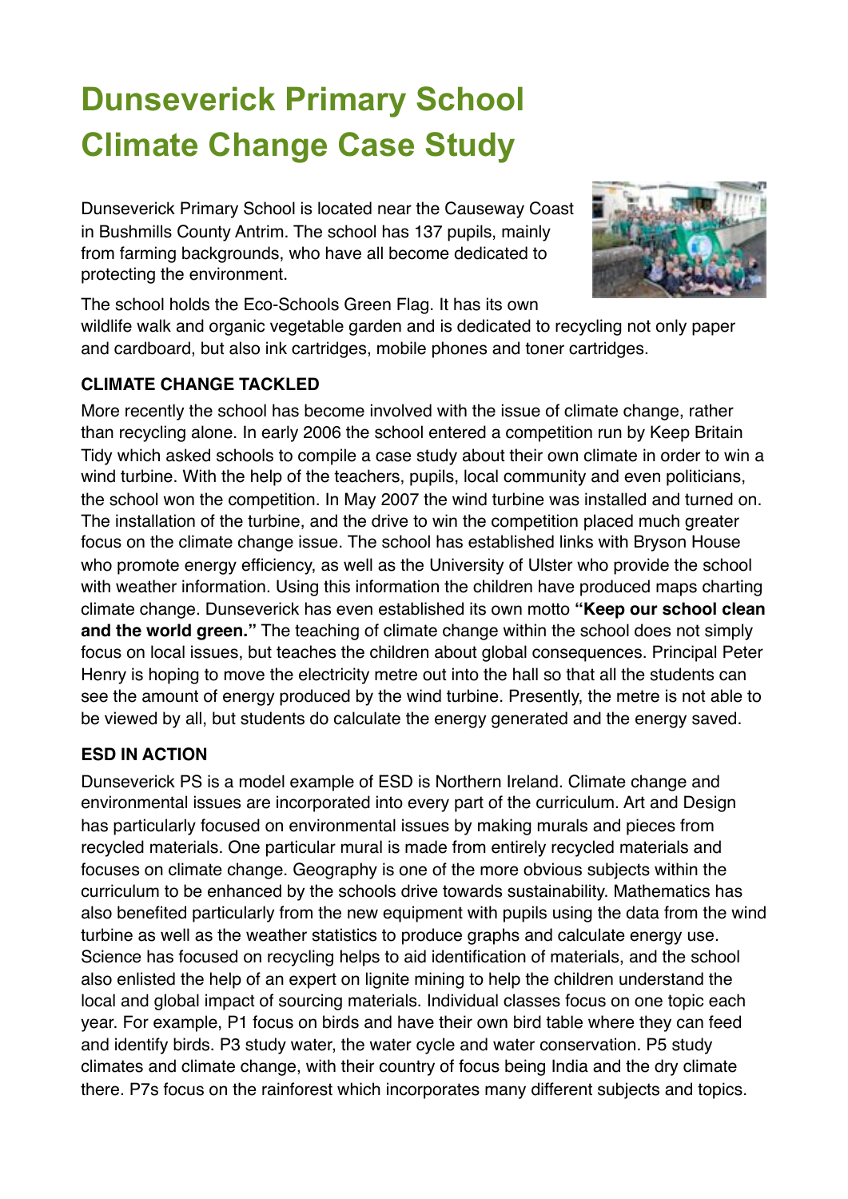# Dunseverick Primary School Climate Change Case Study

Dunseverick Primary School is located near the Causeway Coast in Bushmills County Antrim. The school has 137 pupils, mainly from farming backgrounds, who have all become dedicated to protecting the environment.

The school holds the Eco-Schools Green Flag. It has its own wildlife walk and organic vegetable garden and is dedicated to recycling not only paper and cardboard, but also ink cartridges, mobile phones and toner cartridges.

### CLIMATE CHANGE TACKLED

More recently the school has become involved with the issue of climate change, rather than recycling alone. In early 2006 the school entered a competition run by Keep Britain Tidy which asked schools to compile a case study about their own climate in order to win a wind turbine. With the help of the teachers, pupils, local community and even politicians, the school won the competition. In May 2007 the wind turbine was installed and turned on. The installation of the turbine, and the drive to win the competition placed much greater focus on the climate change issue. The school has established links with Bryson House who promote energy efficiency, as well as the University of Ulster who provide the school with weather information. Using this information the children have produced maps charting climate change. Dunseverick has even established its own motto **"Keep our school clean and the world green."** The teaching of climate change within the school does not simply focus on local issues, but teaches the children about global consequences. Principal Peter Henry is hoping to move the electricity metre out into the hall so that all the students can see the amount of energy produced by the wind turbine. Presently, the metre is not able to be viewed by all, but students do calculate the energy generated and the energy saved.

### ESD IN ACTION

Dunseverick PS is a model example of ESD is Northern Ireland. Climate change and environmental issues are incorporated into every part of the curriculum. Art and Design has particularly focused on environmental issues by making murals and pieces from recycled materials. One particular mural is made from entirely recycled materials and focuses on climate change. Geography is one of the more obvious subjects within the curriculum to be enhanced by the schools drive towards sustainability. Mathematics has also benefited particularly from the new equipment with pupils using the data from the wind turbine as well as the weather statistics to produce graphs and calculate energy use. Science has focused on recycling helps to aid identification of materials, and the school also enlisted the help of an expert on lignite mining to help the children understand the local and global impact of sourcing materials. Individual classes focus on one topic each year. For example, P1 focus on birds and have their own bird table where they can feed and identify birds. P3 study water, the water cycle and water conservation. P5 study climates and climate change, with their country of focus being India and the dry climate there. P7s focus on the rainforest which incorporates many different subjects and topics.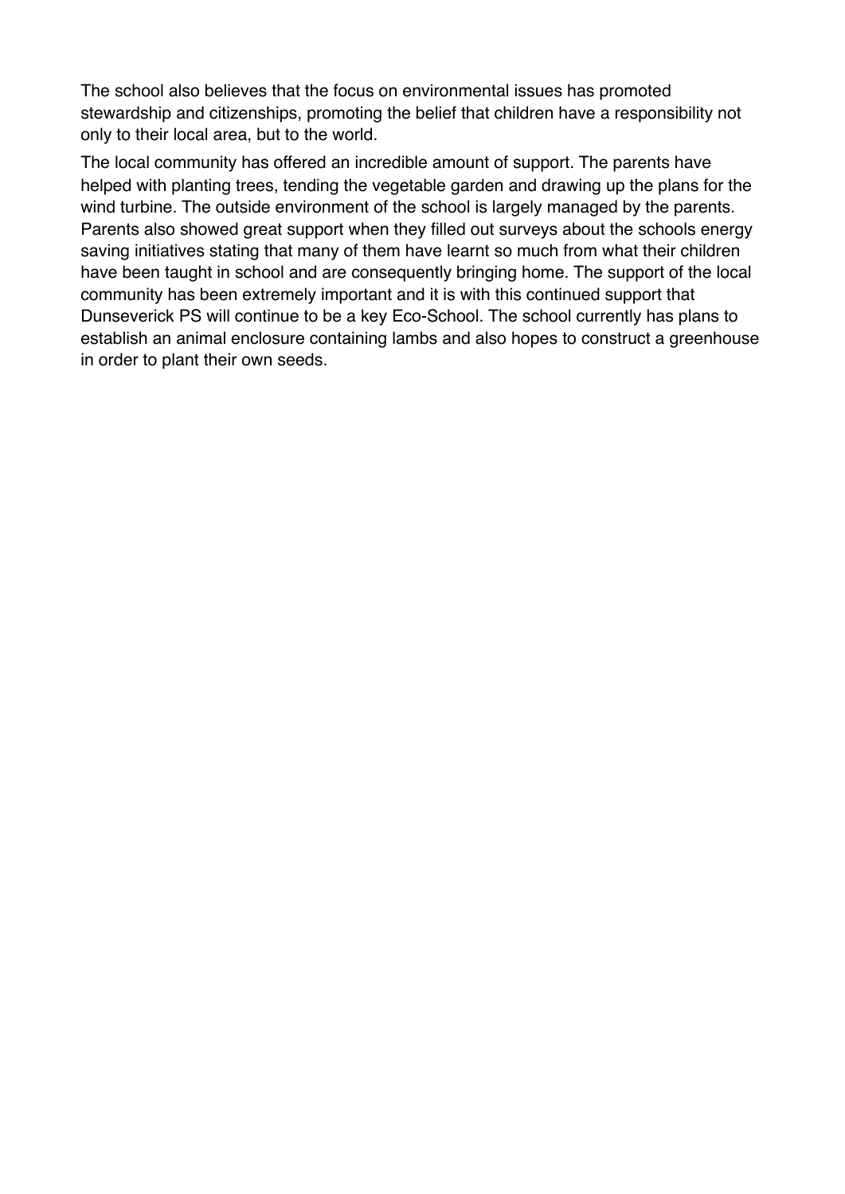The school also believes that the focus on environmental issues has promoted stewardship and citizenships, promoting the belief that children have a responsibility not only to their local area, but to the world.

The local community has offered an incredible amount of support. The parents have helped with planting trees, tending the vegetable garden and drawing up the plans for the wind turbine. The outside environment of the school is largely managed by the parents. Parents also showed great support when they filled out surveys about the schools energy saving initiatives stating that many of them have learnt so much from what their children have been taught in school and are consequently bringing home. The support of the local community has been extremely important and it is with this continued support that Dunseverick PS will continue to be a key Eco-School. The school currently has plans to establish an animal enclosure containing lambs and also hopes to construct a greenhouse in order to plant their own seeds.